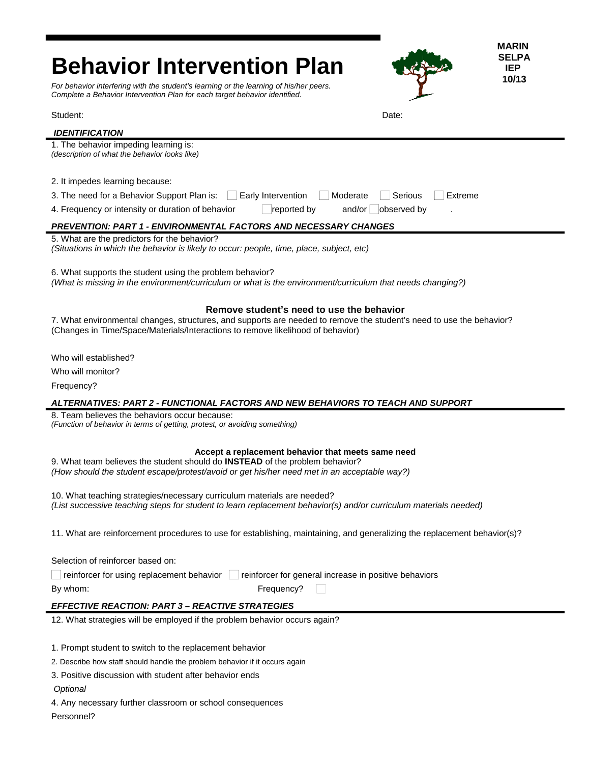# Behavior Intervention Plan

MARIN SELPA IEP 10/13

*For behavior interfering with the student's learning or the learning of his/her peers.*
*Complete a Behavior Intervention Plan for each target behavior identified.*

Student: Date:

***IDENTIFICATION***

1. The behavior impeding learning is:
*(description of what the behavior looks like)*

2. It impedes learning because:

3. The need for a Behavior Support Plan is: ☐ Early Intervention ☐ Moderate ☐ Serious ☐ Extreme

4. Frequency or intensity or duration of behavior ☐ reported by and/or ☐ observed by .

***PREVENTION: PART 1 - ENVIRONMENTAL FACTORS AND NECESSARY CHANGES***

5. What are the predictors for the behavior?
*(Situations in which the behavior is likely to occur: people, time, place, subject, etc)*

6. What supports the student using the problem behavior?
*(What is missing in the environment/curriculum or what is the environment/curriculum that needs changing?)*

**Remove student's need to use the behavior**

7. What environmental changes, structures, and supports are needed to remove the student's need to use the behavior?
(Changes in Time/Space/Materials/Interactions to remove likelihood of behavior)

Who will established?

Who will monitor?

Frequency?

***ALTERNATIVES: PART 2 - FUNCTIONAL FACTORS AND NEW BEHAVIORS TO TEACH AND SUPPORT***

8. Team believes the behaviors occur because:
*(Function of behavior in terms of getting, protest, or avoiding something)*

**Accept a replacement behavior that meets same need**

9. What team believes the student should do **INSTEAD** of the problem behavior?
*(How should the student escape/protest/avoid or get his/her need met in an acceptable way?)*

10. What teaching strategies/necessary curriculum materials are needed?
*(List successive teaching steps for student to learn replacement behavior(s) and/or curriculum materials needed)*

11. What are reinforcement procedures to use for establishing, maintaining, and generalizing the replacement behavior(s)?

Selection of reinforcer based on:

☐ reinforcer for using replacement behavior ☐ reinforcer for general increase in positive behaviors

By whom: Frequency? ☐

***EFFECTIVE REACTION: PART 3 – REACTIVE STRATEGIES***

12. What strategies will be employed if the problem behavior occurs again?

1. Prompt student to switch to the replacement behavior
2. Describe how staff should handle the problem behavior if it occurs again
3. Positive discussion with student after behavior ends

*Optional*

4. Any necessary further classroom or school consequences

Personnel?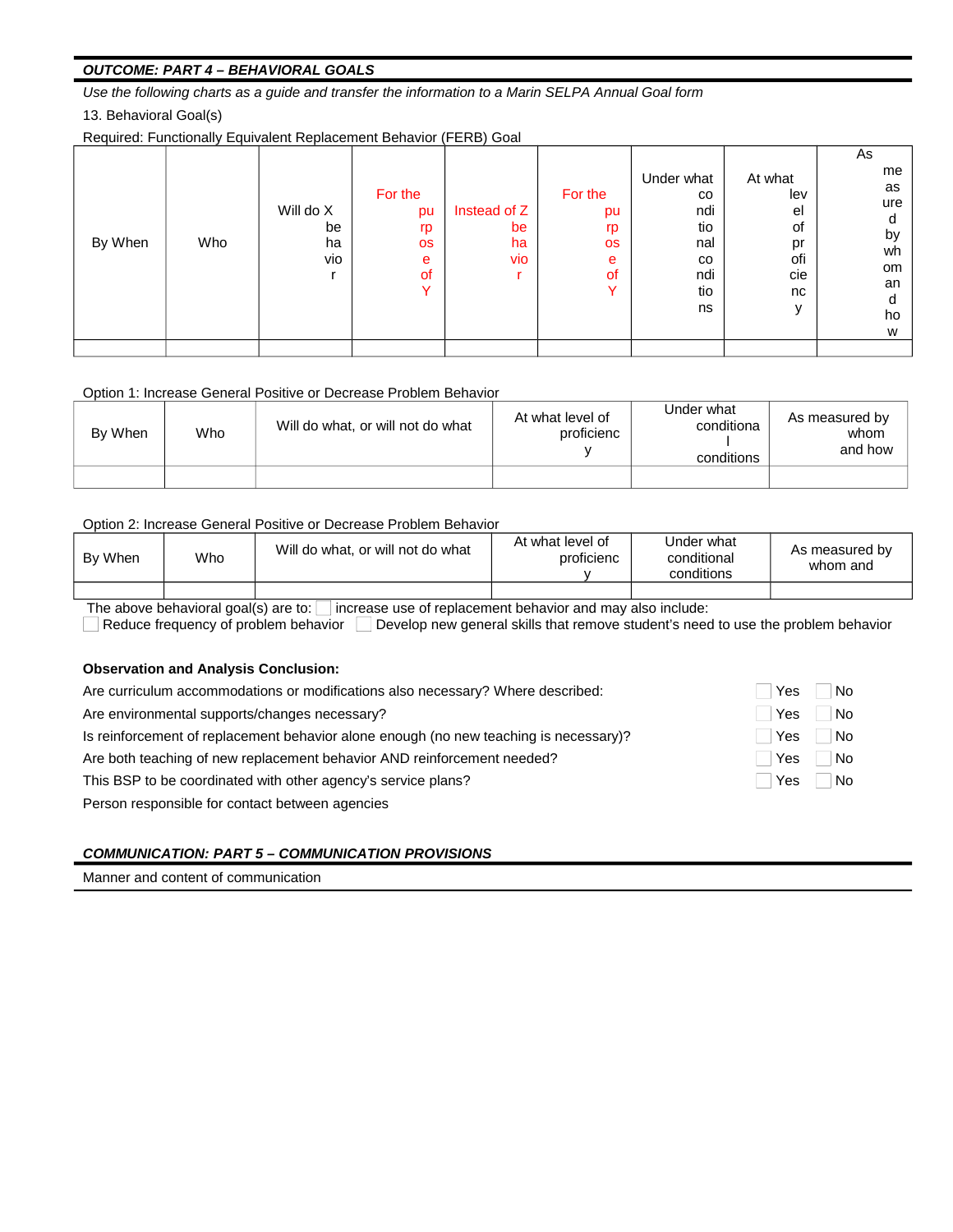***OUTCOME: PART 4 – BEHAVIORAL GOALS***

*Use the following charts as a guide and transfer the information to a Marin SELPA Annual Goal form*

13. Behavioral Goal(s)

Required: Functionally Equivalent Replacement Behavior (FERB) Goal

| By When | Who | Will do X behavior | For the purpose of Y | Instead of Z behavior | For the purpose of Y | Under what conditional conditions | At what level of proficiency | As measured by whom and how |
|---|---|---|---|---|---|---|---|---|
| | | | | | | | | |

Option 1: Increase General Positive or Decrease Problem Behavior

| By When | Who | Will do what, or will not do what | At what level of proficiency | Under what conditional conditions | As measured by whom and how |
|---|---|---|---|---|---|
| | | | | | |

Option 2: Increase General Positive or Decrease Problem Behavior

| By When | Who | Will do what, or will not do what | At what level of proficiency | Under what conditional conditions | As measured by whom and |
|---|---|---|---|---|---|
| | | | | | |

The above behavioral goal(s) are to: ☐ increase use of replacement behavior and may also include:
☐ Reduce frequency of problem behavior ☐ Develop new general skills that remove student's need to use the problem behavior

**Observation and Analysis Conclusion:**

Are curriculum accommodations or modifications also necessary? Where described: ☐ Yes ☐ No

Are environmental supports/changes necessary? ☐ Yes ☐ No

Is reinforcement of replacement behavior alone enough (no new teaching is necessary)? ☐ Yes ☐ No

Are both teaching of new replacement behavior AND reinforcement needed? ☐ Yes ☐ No

This BSP to be coordinated with other agency's service plans? ☐ Yes ☐ No

Person responsible for contact between agencies

***COMMUNICATION: PART 5 – COMMUNICATION PROVISIONS***

Manner and content of communication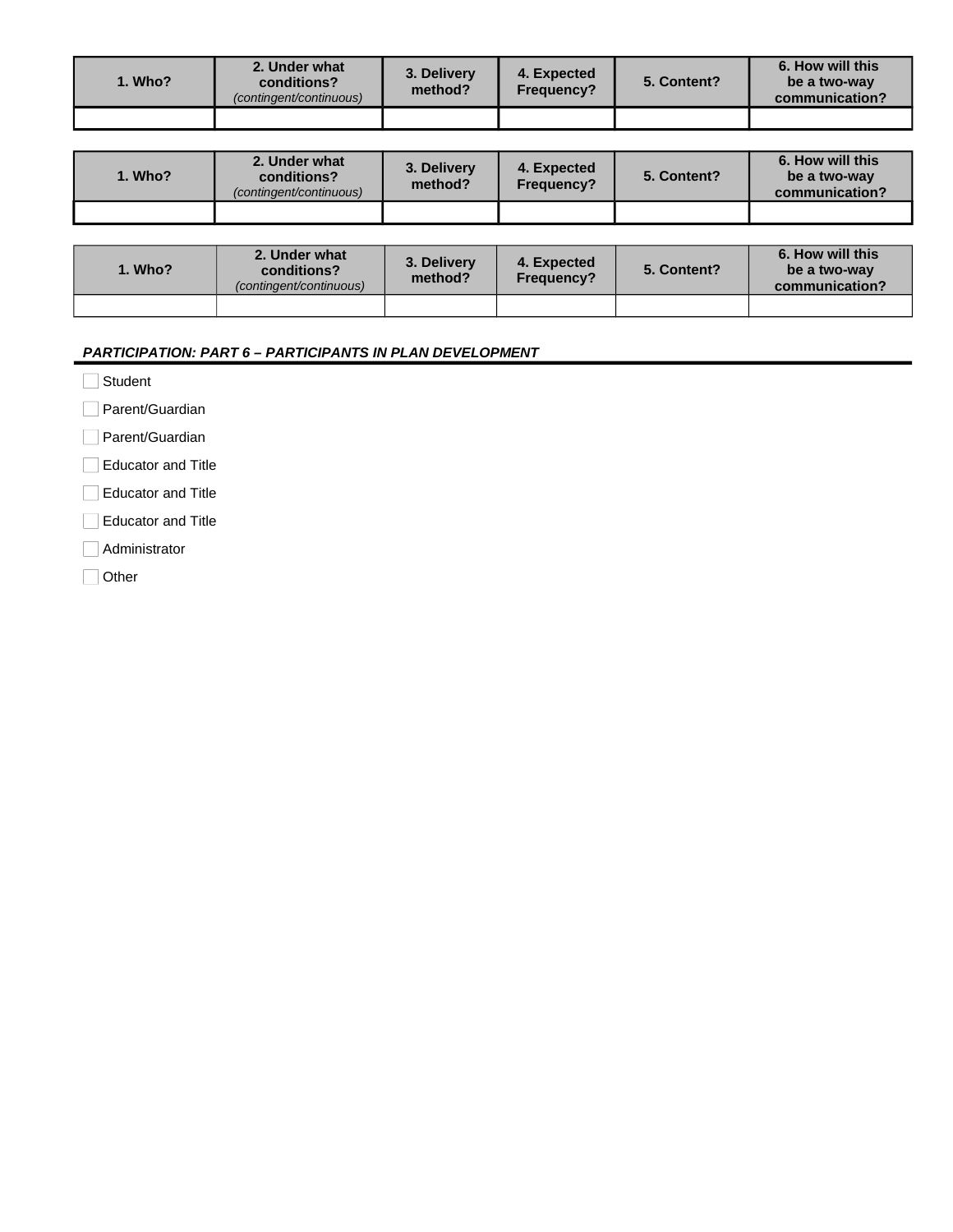| 1. Who? | 2. Under what conditions? *(contingent/continuous)* | 3. Delivery method? | 4. Expected Frequency? | 5. Content? | 6. How will this be a two-way communication? |
|---|---|---|---|---|---|
| | | | | | |

| 1. Who? | 2. Under what conditions? *(contingent/continuous)* | 3. Delivery method? | 4. Expected Frequency? | 5. Content? | 6. How will this be a two-way communication? |
|---|---|---|---|---|---|
| | | | | | |

| 1. Who? | 2. Under what conditions? *(contingent/continuous)* | 3. Delivery method? | 4. Expected Frequency? | 5. Content? | 6. How will this be a two-way communication? |
|---|---|---|---|---|---|
| | | | | | |

***PARTICIPATION: PART 6 – PARTICIPANTS IN PLAN DEVELOPMENT***

- [ ] Student
- [ ] Parent/Guardian
- [ ] Parent/Guardian
- [ ] Educator and Title
- [ ] Educator and Title
- [ ] Educator and Title
- [ ] Administrator
- [ ] Other